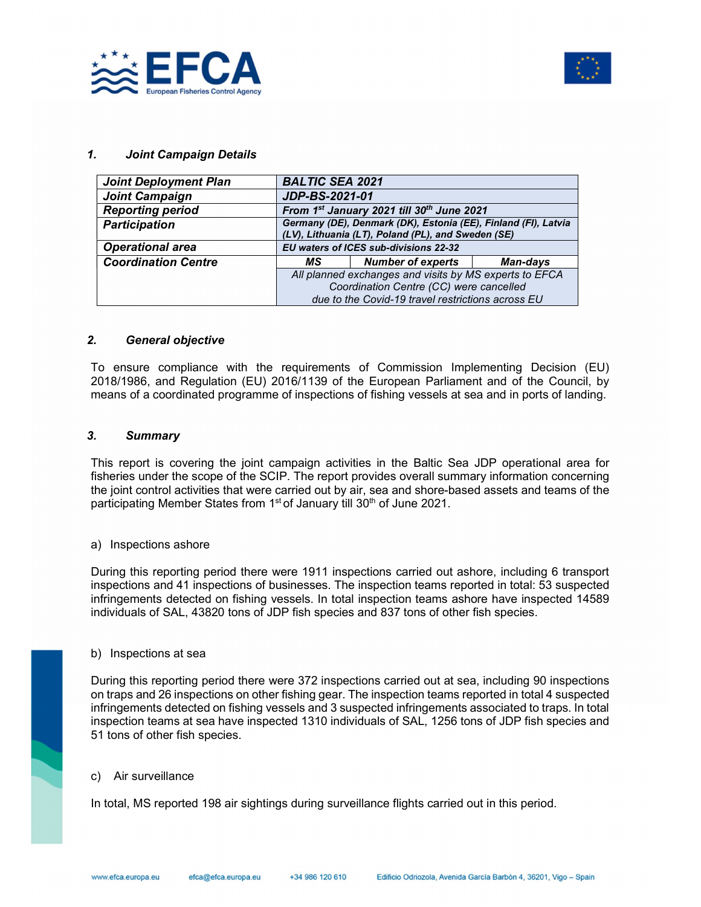## 1. Joint Campaign Details

| | | | |
|---|---|---|---|
| ***Joint Deployment Plan*** | ***BALTIC SEA 2021*** | | |
| ***Joint Campaign*** | ***JDP-BS-2021-01*** | | |
| ***Reporting period*** | ***From 1st January 2021 till 30th June 2021*** | | |
| ***Participation*** | ***Germany (DE), Denmark (DK), Estonia (EE), Finland (FI), Latvia (LV), Lithuania (LT), Poland (PL), and Sweden (SE)*** | | |
| ***Operational area*** | ***EU waters of ICES sub-divisions 22-32*** | | |
| ***Coordination Centre*** | ***MS*** | ***Number of experts*** | ***Man-days*** |
| | *All planned exchanges and visits by MS experts to EFCA Coordination Centre (CC) were cancelled due to the Covid-19 travel restrictions across EU* | | |

## 2. General objective

To ensure compliance with the requirements of Commission Implementing Decision (EU) 2018/1986, and Regulation (EU) 2016/1139 of the European Parliament and of the Council, by means of a coordinated programme of inspections of fishing vessels at sea and in ports of landing.

## 3. Summary

This report is covering the joint campaign activities in the Baltic Sea JDP operational area for fisheries under the scope of the SCIP. The report provides overall summary information concerning the joint control activities that were carried out by air, sea and shore-based assets and teams of the participating Member States from 1st of January till 30th of June 2021.

a) Inspections ashore

During this reporting period there were 1911 inspections carried out ashore, including 6 transport inspections and 41 inspections of businesses. The inspection teams reported in total: 53 suspected infringements detected on fishing vessels. In total inspection teams ashore have inspected 14589 individuals of SAL, 43820 tons of JDP fish species and 837 tons of other fish species.

b) Inspections at sea

During this reporting period there were 372 inspections carried out at sea, including 90 inspections on traps and 26 inspections on other fishing gear. The inspection teams reported in total 4 suspected infringements detected on fishing vessels and 3 suspected infringements associated to traps. In total inspection teams at sea have inspected 1310 individuals of SAL, 1256 tons of JDP fish species and 51 tons of other fish species.

c) Air surveillance

In total, MS reported 198 air sightings during surveillance flights carried out in this period.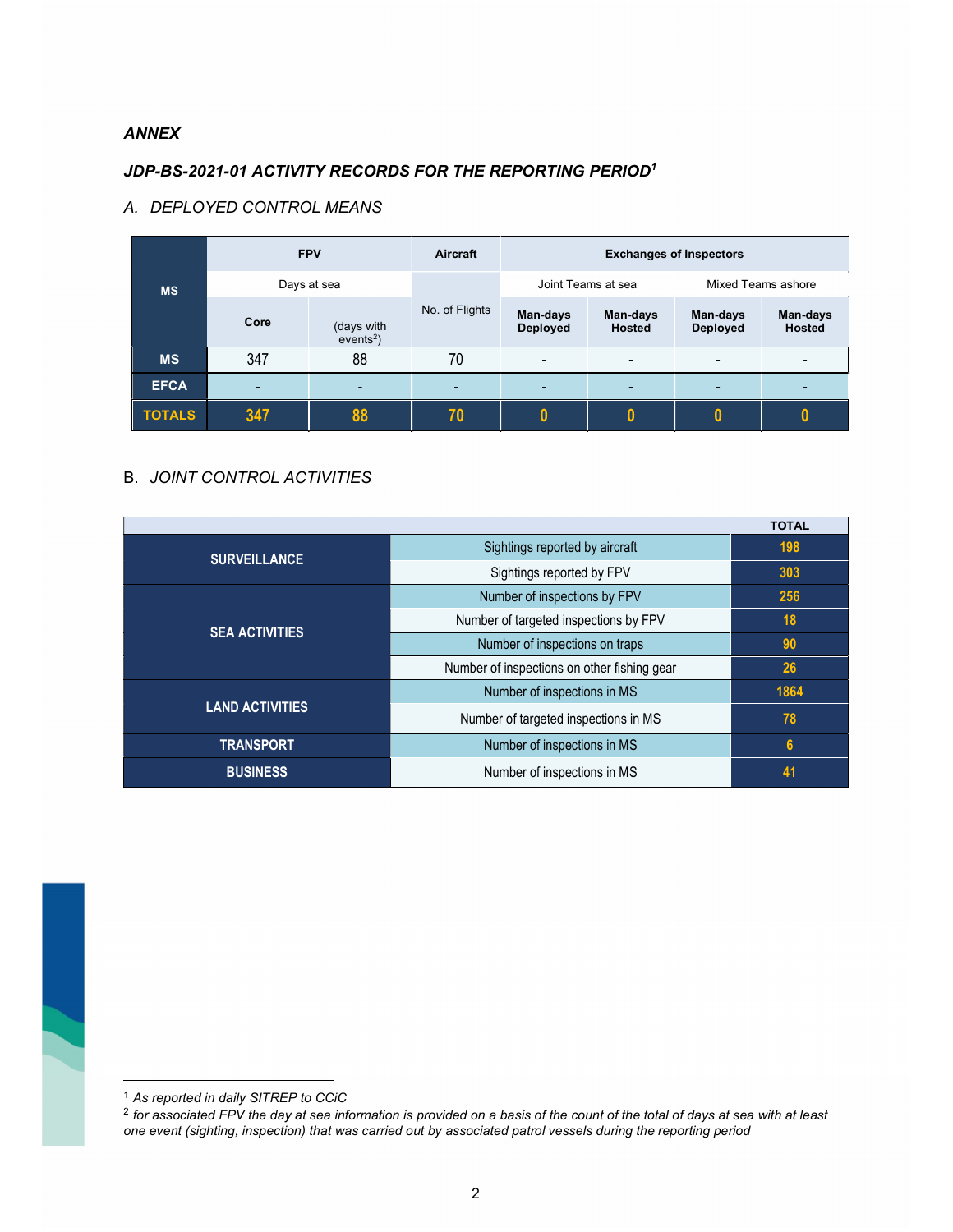## *ANNEX*

### *JDP-BS-2021-01 ACTIVITY RECORDS FOR THE REPORTING PERIOD*[1]

### A. *DEPLOYED CONTROL MEANS*

| MS | FPV | | Aircraft | Exchanges of Inspectors | | | |
|---|---|---|---|---|---|---|---|
| | Days at sea | | No. of Flights | Joint Teams at sea | | Mixed Teams ashore | |
| | **Core** | (days with events[2]) | | **Man-days Deployed** | **Man-days Hosted** | **Man-days Deployed** | **Man-days Hosted** |
| **MS** | 347 | 88 | 70 | - | - | - | - |
| **EFCA** | - | - | - | - | - | - | - |
| **TOTALS** | **347** | **88** | **70** | **0** | **0** | **0** | **0** |

### B. *JOINT CONTROL ACTIVITIES*

| | | TOTAL |
|---|---|---|
| **SURVEILLANCE** | Sightings reported by aircraft | **198** |
| | Sightings reported by FPV | **303** |
| **SEA ACTIVITIES** | Number of inspections by FPV | **256** |
| | Number of targeted inspections by FPV | **18** |
| | Number of inspections on traps | **90** |
| | Number of inspections on other fishing gear | **26** |
| **LAND ACTIVITIES** | Number of inspections in MS | **1864** |
| | Number of targeted inspections in MS | **78** |
| **TRANSPORT** | Number of inspections in MS | **6** |
| **BUSINESS** | Number of inspections in MS | **41** |

---

[1] *As reported in daily SITREP to CCiC*

[2] *for associated FPV the day at sea information is provided on a basis of the count of the total of days at sea with at least one event (sighting, inspection) that was carried out by associated patrol vessels during the reporting period*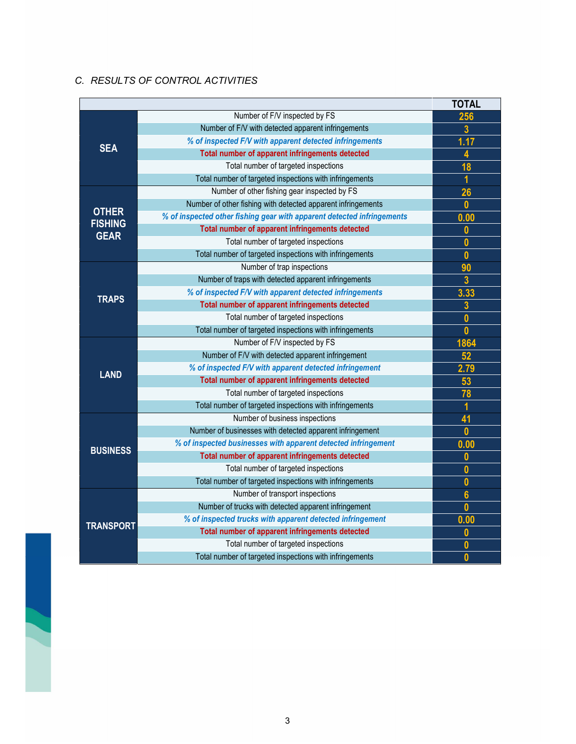*C. RESULTS OF CONTROL ACTIVITIES*

| | | TOTAL |
|---|---|---|
| SEA | Number of F/V inspected by FS | 256 |
| | Number of F/V with detected apparent infringements | 3 |
| | *% of inspected F/V with apparent detected infringements* | 1.17 |
| | Total number of apparent infringements detected | 4 |
| | Total number of targeted inspections | 18 |
| | Total number of targeted inspections with infringements | 1 |
| OTHER FISHING GEAR | Number of other fishing gear inspected by FS | 26 |
| | Number of other fishing with detected apparent infringements | 0 |
| | *% of inspected other fishing gear with apparent detected infringements* | 0.00 |
| | Total number of apparent infringements detected | 0 |
| | Total number of targeted inspections | 0 |
| | Total number of targeted inspections with infringements | 0 |
| TRAPS | Number of trap inspections | 90 |
| | Number of traps with detected apparent infringements | 3 |
| | *% of inspected F/V with apparent detected infringements* | 3.33 |
| | Total number of apparent infringements detected | 3 |
| | Total number of targeted inspections | 0 |
| | Total number of targeted inspections with infringements | 0 |
| LAND | Number of F/V inspected by FS | 1864 |
| | Number of F/V with detected apparent infringement | 52 |
| | *% of inspected F/V with apparent detected infringement* | 2.79 |
| | Total number of apparent infringements detected | 53 |
| | Total number of targeted inspections | 78 |
| | Total number of targeted inspections with infringements | 1 |
| BUSINESS | Number of business inspections | 41 |
| | Number of businesses with detected apparent infringement | 0 |
| | *% of inspected businesses with apparent detected infringement* | 0.00 |
| | Total number of apparent infringements detected | 0 |
| | Total number of targeted inspections | 0 |
| | Total number of targeted inspections with infringements | 0 |
| TRANSPORT | Number of transport inspections | 6 |
| | Number of trucks with detected apparent infringement | 0 |
| | *% of inspected trucks with apparent detected infringement* | 0.00 |
| | Total number of apparent infringements detected | 0 |
| | Total number of targeted inspections | 0 |
| | Total number of targeted inspections with infringements | 0 |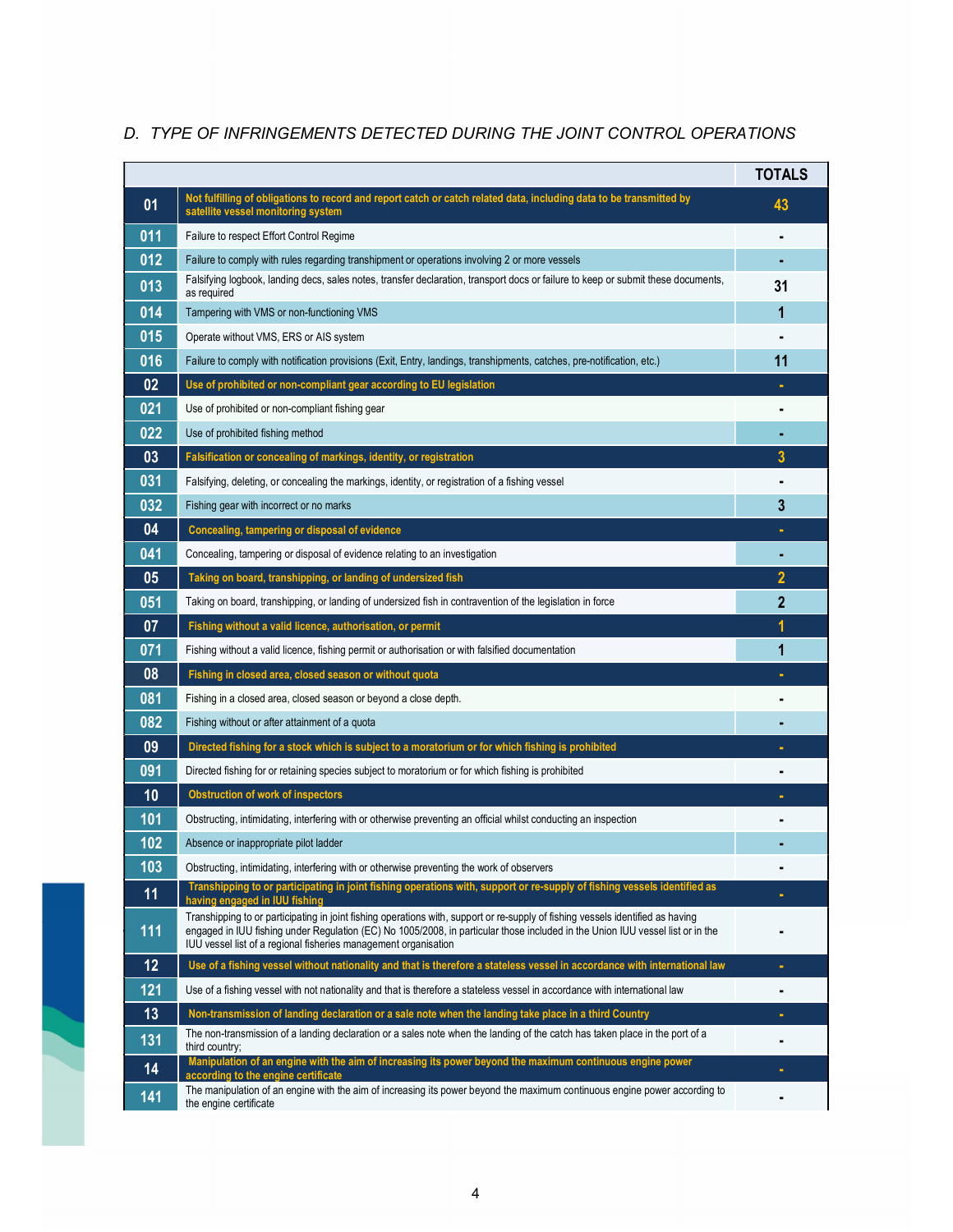## D. TYPE OF INFRINGEMENTS DETECTED DURING THE JOINT CONTROL OPERATIONS

| | | TOTALS |
|---|---|---|
| **01** | **Not fulfilling of obligations to record and report catch or catch related data, including data to be transmitted by satellite vessel monitoring system** | **43** |
| 011 | Failure to respect Effort Control Regime | - |
| 012 | Failure to comply with rules regarding transhipment or operations involving 2 or more vessels | - |
| 013 | Falsifying logbook, landing decs, sales notes, transfer declaration, transport docs or failure to keep or submit these documents, as required | 31 |
| 014 | Tampering with VMS or non-functioning VMS | 1 |
| 015 | Operate without VMS, ERS or AIS system | - |
| 016 | Failure to comply with notification provisions (Exit, Entry, landings, transhipments, catches, pre-notification, etc.) | 11 |
| **02** | **Use of prohibited or non-compliant gear according to EU legislation** | **-** |
| 021 | Use of prohibited or non-compliant fishing gear | - |
| 022 | Use of prohibited fishing method | - |
| **03** | **Falsification or concealing of markings, identity, or registration** | **3** |
| 031 | Falsifying, deleting, or concealing the markings, identity, or registration of a fishing vessel | - |
| 032 | Fishing gear with incorrect or no marks | 3 |
| **04** | **Concealing, tampering or disposal of evidence** | **-** |
| 041 | Concealing, tampering or disposal of evidence relating to an investigation | - |
| **05** | **Taking on board, transhipping, or landing of undersized fish** | **2** |
| 051 | Taking on board, transhipping, or landing of undersized fish in contravention of the legislation in force | 2 |
| **07** | **Fishing without a valid licence, authorisation, or permit** | **1** |
| 071 | Fishing without a valid licence, fishing permit or authorisation or with falsified documentation | 1 |
| **08** | **Fishing in closed area, closed season or without quota** | **-** |
| 081 | Fishing in a closed area, closed season or beyond a close depth. | - |
| 082 | Fishing without or after attainment of a quota | - |
| **09** | **Directed fishing for a stock which is subject to a moratorium or for which fishing is prohibited** | **-** |
| 091 | Directed fishing for or retaining species subject to moratorium or for which fishing is prohibited | - |
| **10** | **Obstruction of work of inspectors** | **-** |
| 101 | Obstructing, intimidating, interfering with or otherwise preventing an official whilst conducting an inspection | - |
| 102 | Absence or inappropriate pilot ladder | - |
| 103 | Obstructing, intimidating, interfering with or otherwise preventing the work of observers | - |
| **11** | **Transhipping to or participating in joint fishing operations with, support or re-supply of fishing vessels identified as having engaged in IUU fishing** | **-** |
| 111 | Transhipping to or participating in joint fishing operations with, support or re-supply of fishing vessels identified as having engaged in IUU fishing under Regulation (EC) No 1005/2008, in particular those included in the Union IUU vessel list or in the IUU vessel list of a regional fisheries management organisation | - |
| **12** | **Use of a fishing vessel without nationality and that is therefore a stateless vessel in accordance with international law** | **-** |
| 121 | Use of a fishing vessel with not nationality and that is therefore a stateless vessel in accordance with international law | - |
| **13** | **Non-transmission of landing declaration or a sale note when the landing take place in a third Country** | **-** |
| 131 | The non-transmission of a landing declaration or a sales note when the landing of the catch has taken place in the port of a third country; | - |
| **14** | **Manipulation of an engine with the aim of increasing its power beyond the maximum continuous engine power according to the engine certificate** | **-** |
| 141 | The manipulation of an engine with the aim of increasing its power beyond the maximum continuous engine power according to the engine certificate | - |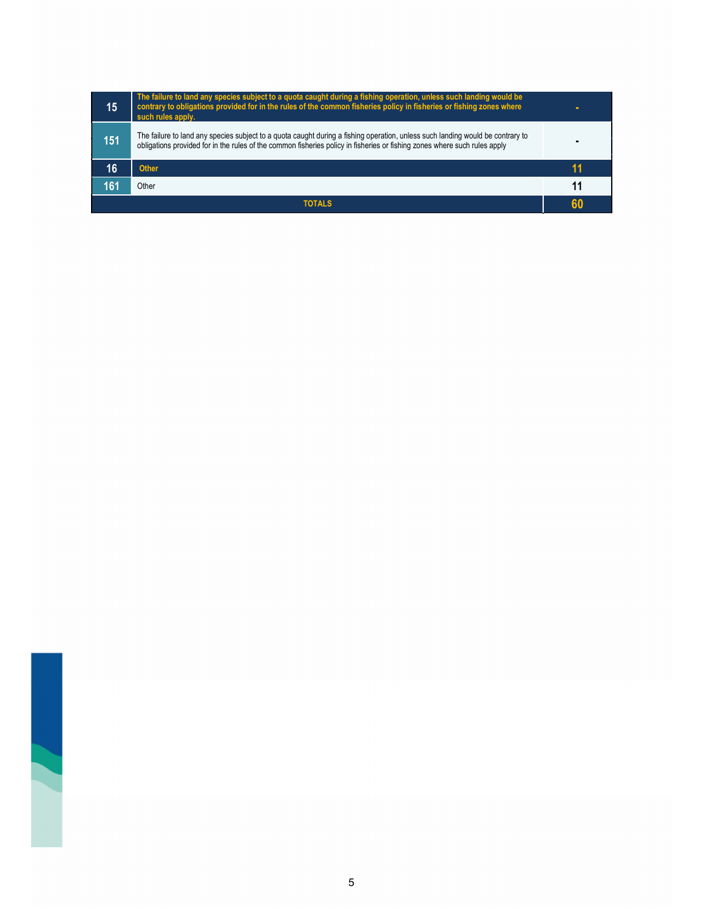| | | |
|---|---|---|
| **15** | **The failure to land any species subject to a quota caught during a fishing operation, unless such landing would be contrary to obligations provided for in the rules of the common fisheries policy in fisheries or fishing zones where such rules apply.** | **-** |
| 151 | The failure to land any species subject to a quota caught during a fishing operation, unless such landing would be contrary to obligations provided for in the rules of the common fisheries policy in fisheries or fishing zones where such rules apply | - |
| **16** | **Other** | **11** |
| 161 | Other | 11 |
| | **TOTALS** | **60** |